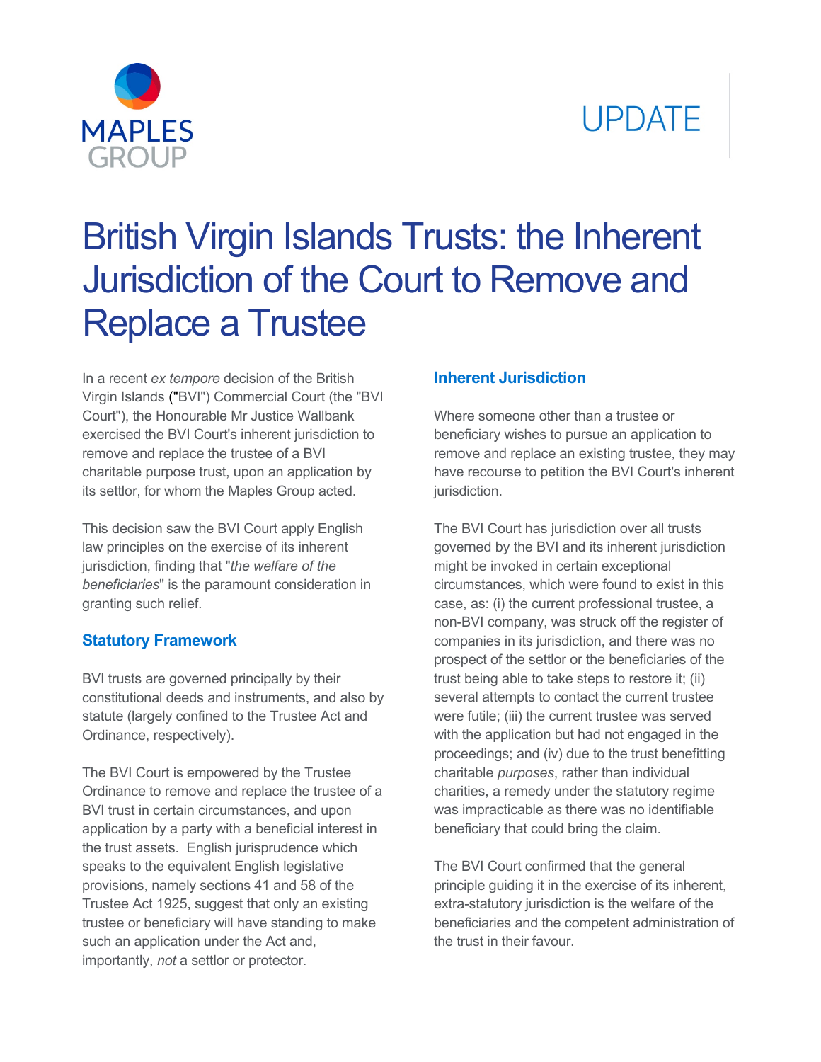# British Virgin Islands Trusts: the Inherent Jurisdiction of the Court to Remove and Replace a Trustee

In a recent *ex tempore* decision of the British Virgin Islands ("BVI") Commercial Court (the "BVI Court"), the Honourable Mr Justice Wallbank exercised the BVI Court's inherent jurisdiction to remove and replace the trustee of a BVI charitable purpose trust, upon an application by its settlor, for whom the Maples Group acted.

This decision saw the BVI Court apply English law principles on the exercise of its inherent jurisdiction, finding that "*the welfare of the beneficiaries*" is the paramount consideration in granting such relief.

## Statutory Framework

BVI trusts are governed principally by their constitutional deeds and instruments, and also by statute (largely confined to the Trustee Act and Ordinance, respectively).

The BVI Court is empowered by the Trustee Ordinance to remove and replace the trustee of a BVI trust in certain circumstances, and upon application by a party with a beneficial interest in the trust assets. English jurisprudence which speaks to the equivalent English legislative provisions, namely sections 41 and 58 of the Trustee Act 1925, suggest that only an existing trustee or beneficiary will have standing to make such an application under the Act and, importantly, *not* a settlor or protector.

## Inherent Jurisdiction

Where someone other than a trustee or beneficiary wishes to pursue an application to remove and replace an existing trustee, they may have recourse to petition the BVI Court's inherent jurisdiction.

The BVI Court has jurisdiction over all trusts governed by the BVI and its inherent jurisdiction might be invoked in certain exceptional circumstances, which were found to exist in this case, as: (i) the current professional trustee, a non-BVI company, was struck off the register of companies in its jurisdiction, and there was no prospect of the settlor or the beneficiaries of the trust being able to take steps to restore it; (ii) several attempts to contact the current trustee were futile; (iii) the current trustee was served with the application but had not engaged in the proceedings; and (iv) due to the trust benefitting charitable *purposes*, rather than individual charities, a remedy under the statutory regime was impracticable as there was no identifiable beneficiary that could bring the claim.

The BVI Court confirmed that the general principle guiding it in the exercise of its inherent, extra-statutory jurisdiction is the welfare of the beneficiaries and the competent administration of the trust in their favour.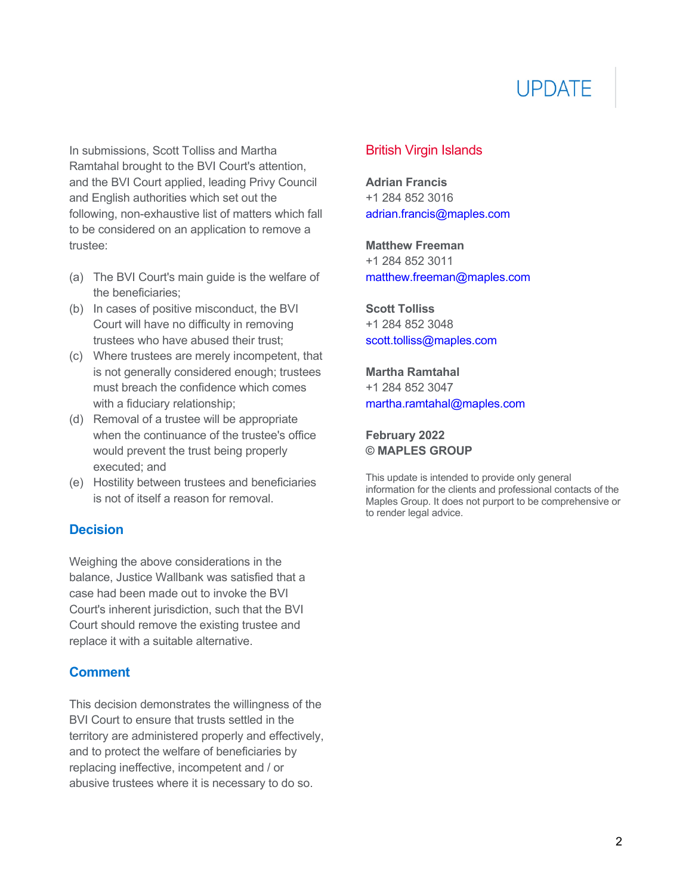In submissions, Scott Tolliss and Martha Ramtahal brought to the BVI Court's attention, and the BVI Court applied, leading Privy Council and English authorities which set out the following, non-exhaustive list of matters which fall to be considered on an application to remove a trustee:

(a) The BVI Court's main guide is the welfare of the beneficiaries;
(b) In cases of positive misconduct, the BVI Court will have no difficulty in removing trustees who have abused their trust;
(c) Where trustees are merely incompetent, that is not generally considered enough; trustees must breach the confidence which comes with a fiduciary relationship;
(d) Removal of a trustee will be appropriate when the continuance of the trustee's office would prevent the trust being properly executed; and
(e) Hostility between trustees and beneficiaries is not of itself a reason for removal.

## Decision

Weighing the above considerations in the balance, Justice Wallbank was satisfied that a case had been made out to invoke the BVI Court's inherent jurisdiction, such that the BVI Court should remove the existing trustee and replace it with a suitable alternative.

## Comment

This decision demonstrates the willingness of the BVI Court to ensure that trusts settled in the territory are administered properly and effectively, and to protect the welfare of beneficiaries by replacing ineffective, incompetent and / or abusive trustees where it is necessary to do so.

## British Virgin Islands

**Adrian Francis**
+1 284 852 3016
adrian.francis@maples.com

**Matthew Freeman**
+1 284 852 3011
matthew.freeman@maples.com

**Scott Tolliss**
+1 284 852 3048
scott.tolliss@maples.com

**Martha Ramtahal**
+1 284 852 3047
martha.ramtahal@maples.com

**February 2022**
**© MAPLES GROUP**

This update is intended to provide only general information for the clients and professional contacts of the Maples Group. It does not purport to be comprehensive or to render legal advice.